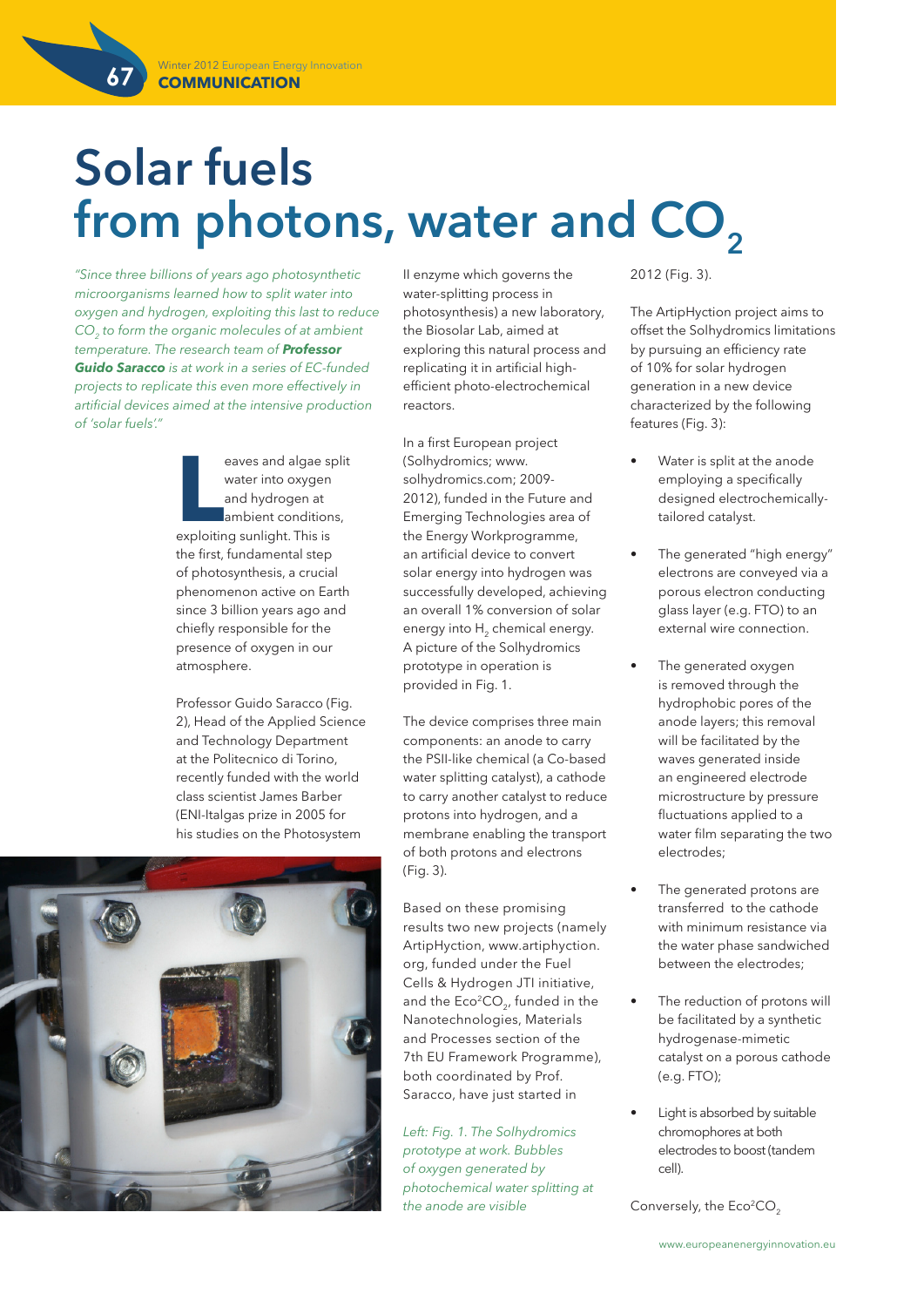# Solar fuels from photons, water and $CO_2$

*"Since three billions of years ago photosynthetic microorganisms learned how to split water into oxygen and hydrogen, exploiting this last to reduce $CO_2$ to form the organic molecules of at ambient temperature. The research team of **Professor Guido Saracco** is at work in a series of EC-funded projects to replicate this even more effectively in artificial devices aimed at the intensive production of 'solar fuels'."*

Leaves and algae split water into oxygen and hydrogen at ambient conditions, exploiting sunlight. This is the first, fundamental step of photosynthesis, a crucial phenomenon active on Earth since 3 billion years ago and chiefly responsible for the presence of oxygen in our atmosphere.

Professor Guido Saracco (Fig. 2), Head of the Applied Science and Technology Department at the Politecnico di Torino, recently funded with the world class scientist James Barber (ENI-Italgas prize in 2005 for his studies on the Photosystem II enzyme which governs the water-splitting process in photosynthesis) a new laboratory, the Biosolar Lab, aimed at exploring this natural process and replicating it in artificial high-efficient photo-electrochemical reactors.

In a first European project (Solhydromics; www.solhydromics.com; 2009-2012), funded in the Future and Emerging Technologies area of the Energy Workprogramme, an artificial device to convert solar energy into hydrogen was successfully developed, achieving an overall 1% conversion of solar energy into $H_2$ chemical energy. A picture of the Solhydromics prototype in operation is provided in Fig. 1.

The device comprises three main components: an anode to carry the PSII-like chemical (a Co-based water splitting catalyst), a cathode to carry another catalyst to reduce protons into hydrogen, and a membrane enabling the transport of both protons and electrons (Fig. 3).

Based on these promising results two new projects (namely ArtipHyction, www.artiphyction.org, funded under the Fuel Cells & Hydrogen JTI initiative, and the Eco²$CO_2$, funded in the Nanotechnologies, Materials and Processes section of the 7th EU Framework Programme), both coordinated by Prof. Saracco, have just started in 2012 (Fig. 3).

*Left: Fig. 1. The Solhydromics prototype at work. Bubbles of oxygen generated by photochemical water splitting at the anode are visible*

The ArtipHyction project aims to offset the Solhydromics limitations by pursuing an efficiency rate of 10% for solar hydrogen generation in a new device characterized by the following features (Fig. 3):

- Water is split at the anode employing a specifically designed electrochemically-tailored catalyst.
- The generated "high energy" electrons are conveyed via a porous electron conducting glass layer (e.g. FTO) to an external wire connection.
- The generated oxygen is removed through the hydrophobic pores of the anode layers; this removal will be facilitated by the waves generated inside an engineered electrode microstructure by pressure fluctuations applied to a water film separating the two electrodes;
- The generated protons are transferred to the cathode with minimum resistance via the water phase sandwiched between the electrodes;
- The reduction of protons will be facilitated by a synthetic hydrogenase-mimetic catalyst on a porous cathode (e.g. FTO);
- Light is absorbed by suitable chromophores at both electrodes to boost (tandem cell).

Conversely, the Eco²$CO_2$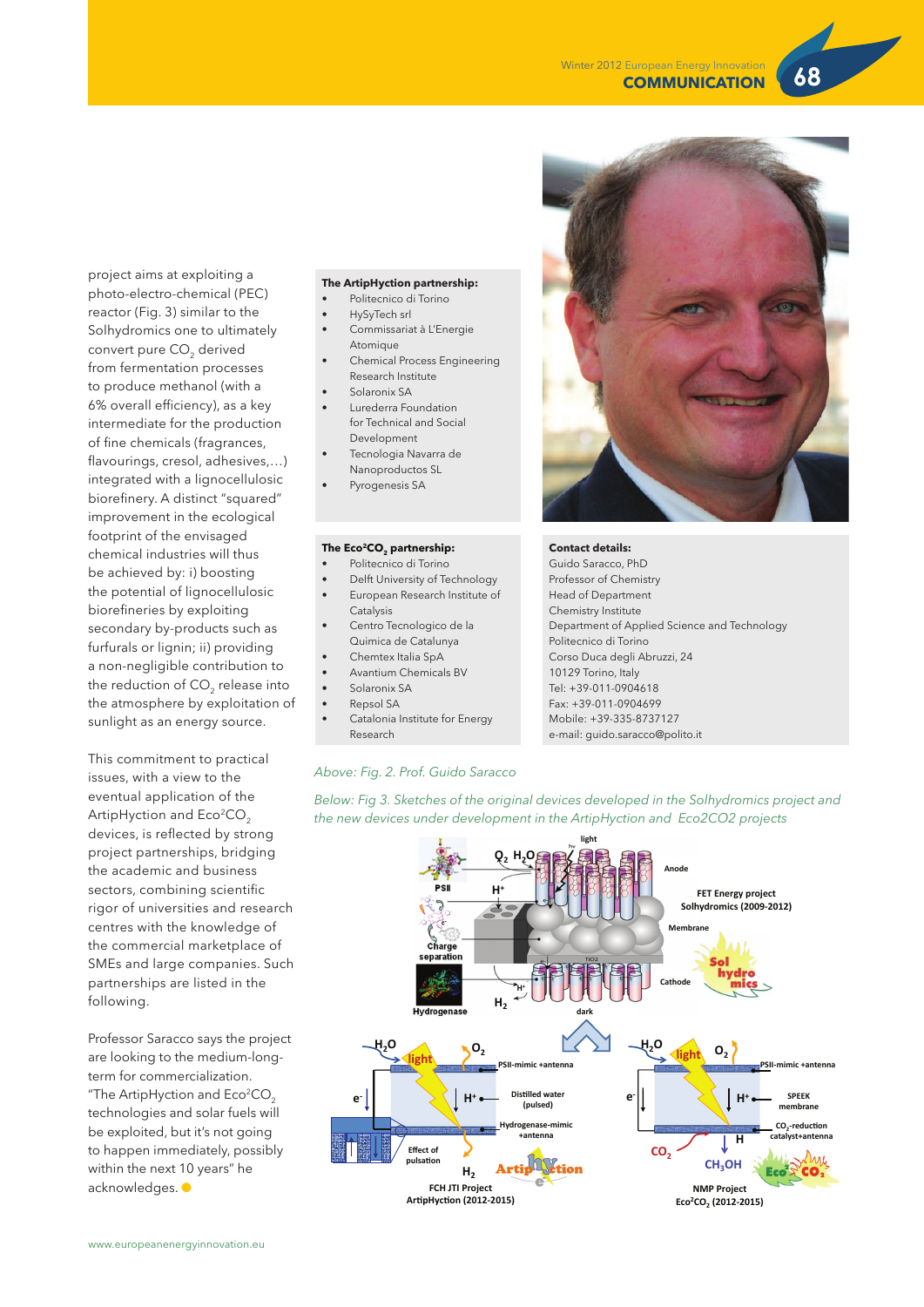project aims at exploiting a photo-electro-chemical (PEC) reactor (Fig. 3) similar to the Solhydromics one to ultimately convert pure $CO_2$ derived from fermentation processes to produce methanol (with a 6% overall efficiency), as a key intermediate for the production of fine chemicals (fragrances, flavourings, cresol, adhesives,…) integrated with a lignocellulosic biorefinery. A distinct "squared" improvement in the ecological footprint of the envisaged chemical industries will thus be achieved by: i) boosting the potential of lignocellulosic biorefineries by exploiting secondary by-products such as furfurals or lignin; ii) providing a non-negligible contribution to the reduction of $CO_2$ release into the atmosphere by exploitation of sunlight as an energy source.

This commitment to practical issues, with a view to the eventual application of the ArtipHyction and Eco²$CO_2$ devices, is reflected by strong project partnerships, bridging the academic and business sectors, combining scientific rigor of universities and research centres with the knowledge of the commercial marketplace of SMEs and large companies. Such partnerships are listed in the following.

Professor Saracco says the project are looking to the medium-long-term for commercialization. "The ArtipHyction and Eco²$CO_2$ technologies and solar fuels will be exploited, but it's not going to happen immediately, possibly within the next 10 years" he acknowledges.

**The ArtipHyction partnership:**

- Politecnico di Torino
- HySyTech srl
- Commissariat à L'Energie Atomique
- Chemical Process Engineering Research Institute
- Solaronix SA
- Lurederra Foundation for Technical and Social Development
- Tecnologia Navarra de Nanoproductos SL
- Pyrogenesis SA

**The Eco²$CO_2$ partnership:**

- Politecnico di Torino
- Delft University of Technology
- European Research Institute of Catalysis
- Centro Tecnologico de la Quimica de Catalunya
- Chemtex Italia SpA
- Avantium Chemicals BV
- Solaronix SA
- Repsol SA
- Catalonia Institute for Energy Research

**Contact details:**
Guido Saracco, PhD
Professor of Chemistry
Head of Department
Chemistry Institute
Department of Applied Science and Technology
Politecnico di Torino
Corso Duca degli Abruzzi, 24
10129 Torino, Italy
Tel: +39-011-0904618
Fax: +39-011-0904699
Mobile: +39-335-8737127
e-mail: guido.saracco@polito.it

*Above: Fig. 2. Prof. Guido Saracco*

*Below: Fig 3. Sketches of the original devices developed in the Solhydromics project and the new devices under development in the ArtipHyction and Eco2CO2 projects*

light
PSII
$O_2$ $H_2O$
$H^+$
Anode
FET Energy project
Solhydromics (2009-2012)
Membrane
Charge separation
TiO2
$H^+$
Cathode
Hydrogenase
$H_2$
dark

$H_2O$
light
$O_2$
PSII-mimic +antenna
$e^-$
$H^+$
Distilled water (pulsed)
Hydrogenase-mimic +antenna
Effect of pulsation
$H_2$
FCH JTI Project
ArtipHyction (2012-2015)

$H_2O$
light
$O_2$
PSII-mimic +antenna
$e^-$
$H^+$
SPEEK membrane
$CO_2$-reduction catalyst+antenna
$CO_2$
H
$CH_3OH$
NMP Project
Eco²$CO_2$ (2012-2015)